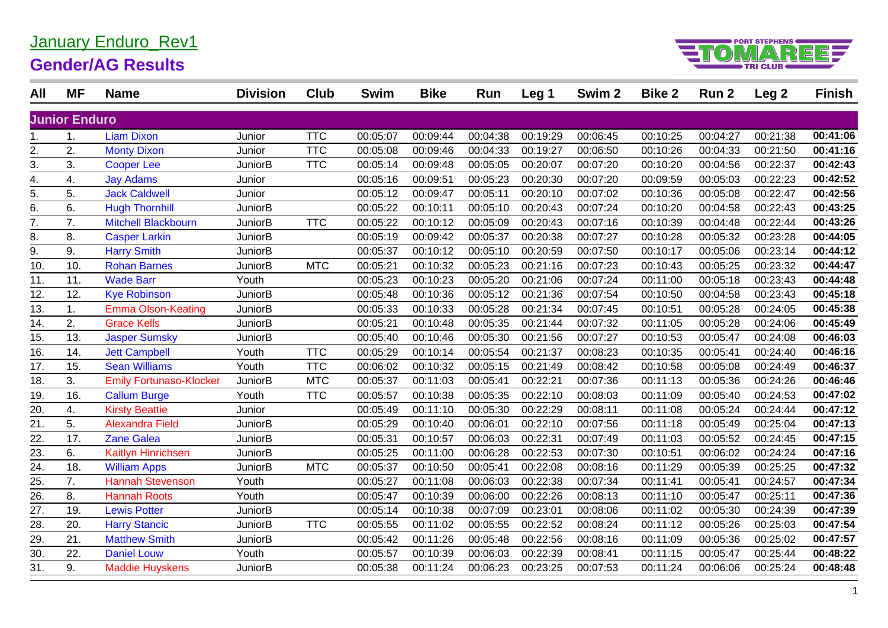# January Enduro_Rev1

## Gender/AG Results

| All | MF | Name | Division | Club | Swim | Bike | Run | Leg 1 | Swim 2 | Bike 2 | Run 2 | Leg 2 | Finish |
|---|---|---|---|---|---|---|---|---|---|---|---|---|---|
| **Junior Enduro** | | | | | | | | | | | | | |
| 1. | 1. | Liam Dixon | Junior | TTC | 00:05:07 | 00:09:44 | 00:04:38 | 00:19:29 | 00:06:45 | 00:10:25 | 00:04:27 | 00:21:38 | **00:41:06** |
| 2. | 2. | Monty Dixon | Junior | TTC | 00:05:08 | 00:09:46 | 00:04:33 | 00:19:27 | 00:06:50 | 00:10:26 | 00:04:33 | 00:21:50 | **00:41:16** |
| 3. | 3. | Cooper Lee | JuniorB | TTC | 00:05:14 | 00:09:48 | 00:05:05 | 00:20:07 | 00:07:20 | 00:10:20 | 00:04:56 | 00:22:37 | **00:42:43** |
| 4. | 4. | Jay Adams | Junior | | 00:05:16 | 00:09:51 | 00:05:23 | 00:20:30 | 00:07:20 | 00:09:59 | 00:05:03 | 00:22:23 | **00:42:52** |
| 5. | 5. | Jack Caldwell | Junior | | 00:05:12 | 00:09:47 | 00:05:11 | 00:20:10 | 00:07:02 | 00:10:36 | 00:05:08 | 00:22:47 | **00:42:56** |
| 6. | 6. | Hugh Thornhill | JuniorB | | 00:05:22 | 00:10:11 | 00:05:10 | 00:20:43 | 00:07:24 | 00:10:20 | 00:04:58 | 00:22:43 | **00:43:25** |
| 7. | 7. | Mitchell Blackbourn | JuniorB | TTC | 00:05:22 | 00:10:12 | 00:05:09 | 00:20:43 | 00:07:16 | 00:10:39 | 00:04:48 | 00:22:44 | **00:43:26** |
| 8. | 8. | Casper Larkin | JuniorB | | 00:05:19 | 00:09:42 | 00:05:37 | 00:20:38 | 00:07:27 | 00:10:28 | 00:05:32 | 00:23:28 | **00:44:05** |
| 9. | 9. | Harry Smith | JuniorB | | 00:05:37 | 00:10:12 | 00:05:10 | 00:20:59 | 00:07:50 | 00:10:17 | 00:05:06 | 00:23:14 | **00:44:12** |
| 10. | 10. | Rohan Barnes | JuniorB | MTC | 00:05:21 | 00:10:32 | 00:05:23 | 00:21:16 | 00:07:23 | 00:10:43 | 00:05:25 | 00:23:32 | **00:44:47** |
| 11. | 11. | Wade Barr | Youth | | 00:05:23 | 00:10:23 | 00:05:20 | 00:21:06 | 00:07:24 | 00:11:00 | 00:05:18 | 00:23:43 | **00:44:48** |
| 12. | 12. | Kye Robinson | JuniorB | | 00:05:48 | 00:10:36 | 00:05:12 | 00:21:36 | 00:07:54 | 00:10:50 | 00:04:58 | 00:23:43 | **00:45:18** |
| 13. | 1. | Emma Olson-Keating | JuniorB | | 00:05:33 | 00:10:33 | 00:05:28 | 00:21:34 | 00:07:45 | 00:10:51 | 00:05:28 | 00:24:05 | **00:45:38** |
| 14. | 2. | Grace Kells | JuniorB | | 00:05:21 | 00:10:48 | 00:05:35 | 00:21:44 | 00:07:32 | 00:11:05 | 00:05:28 | 00:24:06 | **00:45:49** |
| 15. | 13. | Jasper Sumsky | JuniorB | | 00:05:40 | 00:10:46 | 00:05:30 | 00:21:56 | 00:07:27 | 00:10:53 | 00:05:47 | 00:24:08 | **00:46:03** |
| 16. | 14. | Jett Campbell | Youth | TTC | 00:05:29 | 00:10:14 | 00:05:54 | 00:21:37 | 00:08:23 | 00:10:35 | 00:05:41 | 00:24:40 | **00:46:16** |
| 17. | 15. | Sean Williams | Youth | TTC | 00:06:02 | 00:10:32 | 00:05:15 | 00:21:49 | 00:08:42 | 00:10:58 | 00:05:08 | 00:24:49 | **00:46:37** |
| 18. | 3. | Emily Fortunaso-Klocker | JuniorB | MTC | 00:05:37 | 00:11:03 | 00:05:41 | 00:22:21 | 00:07:36 | 00:11:13 | 00:05:36 | 00:24:26 | **00:46:46** |
| 19. | 16. | Callum Burge | Youth | TTC | 00:05:57 | 00:10:38 | 00:05:35 | 00:22:10 | 00:08:03 | 00:11:09 | 00:05:40 | 00:24:53 | **00:47:02** |
| 20. | 4. | Kirsty Beattie | Junior | | 00:05:49 | 00:11:10 | 00:05:30 | 00:22:29 | 00:08:11 | 00:11:08 | 00:05:24 | 00:24:44 | **00:47:12** |
| 21. | 5. | Alexandra Field | JuniorB | | 00:05:29 | 00:10:40 | 00:06:01 | 00:22:10 | 00:07:56 | 00:11:18 | 00:05:49 | 00:25:04 | **00:47:13** |
| 22. | 17. | Zane Galea | JuniorB | | 00:05:31 | 00:10:57 | 00:06:03 | 00:22:31 | 00:07:49 | 00:11:03 | 00:05:52 | 00:24:45 | **00:47:15** |
| 23. | 6. | Kaitlyn Hinrichsen | JuniorB | | 00:05:25 | 00:11:00 | 00:06:28 | 00:22:53 | 00:07:30 | 00:10:51 | 00:06:02 | 00:24:24 | **00:47:16** |
| 24. | 18. | William Apps | JuniorB | MTC | 00:05:37 | 00:10:50 | 00:05:41 | 00:22:08 | 00:08:16 | 00:11:29 | 00:05:39 | 00:25:25 | **00:47:32** |
| 25. | 7. | Hannah Stevenson | Youth | | 00:05:27 | 00:11:08 | 00:06:03 | 00:22:38 | 00:07:34 | 00:11:41 | 00:05:41 | 00:24:57 | **00:47:34** |
| 26. | 8. | Hannah Roots | Youth | | 00:05:47 | 00:10:39 | 00:06:00 | 00:22:26 | 00:08:13 | 00:11:10 | 00:05:47 | 00:25:11 | **00:47:36** |
| 27. | 19. | Lewis Potter | JuniorB | | 00:05:14 | 00:10:38 | 00:07:09 | 00:23:01 | 00:08:06 | 00:11:02 | 00:05:30 | 00:24:39 | **00:47:39** |
| 28. | 20. | Harry Stancic | JuniorB | TTC | 00:05:55 | 00:11:02 | 00:05:55 | 00:22:52 | 00:08:24 | 00:11:12 | 00:05:26 | 00:25:03 | **00:47:54** |
| 29. | 21. | Matthew Smith | JuniorB | | 00:05:42 | 00:11:26 | 00:05:48 | 00:22:56 | 00:08:16 | 00:11:09 | 00:05:36 | 00:25:02 | **00:47:57** |
| 30. | 22. | Daniel Louw | Youth | | 00:05:57 | 00:10:39 | 00:06:03 | 00:22:39 | 00:08:41 | 00:11:15 | 00:05:47 | 00:25:44 | **00:48:22** |
| 31. | 9. | Maddie Huyskens | JuniorB | | 00:05:38 | 00:11:24 | 00:06:23 | 00:23:25 | 00:07:53 | 00:11:24 | 00:06:06 | 00:25:24 | **00:48:48** |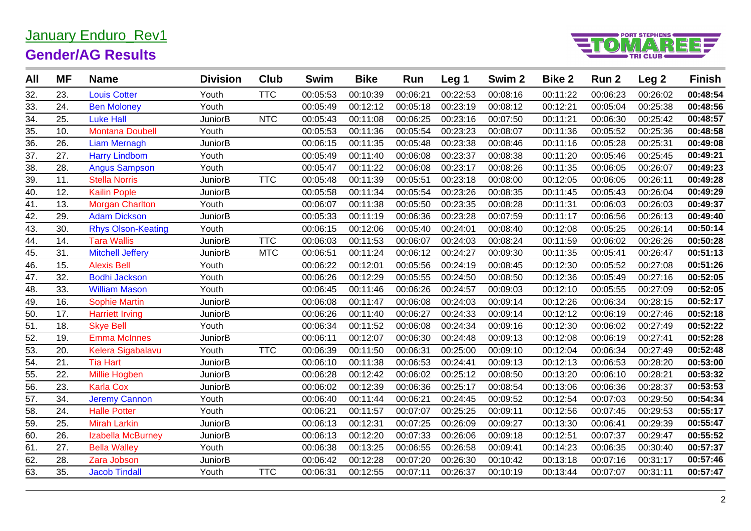# January Enduro_Rev1

## Gender/AG Results

| All | MF | Name | Division | Club | Swim | Bike | Run | Leg 1 | Swim 2 | Bike 2 | Run 2 | Leg 2 | Finish |
|---|---|---|---|---|---|---|---|---|---|---|---|---|---|
| 32. | 23. | Louis Cotter | Youth | TTC | 00:05:53 | 00:10:39 | 00:06:21 | 00:22:53 | 00:08:16 | 00:11:22 | 00:06:23 | 00:26:02 | **00:48:54** |
| 33. | 24. | Ben Moloney | Youth | | 00:05:49 | 00:12:12 | 00:05:18 | 00:23:19 | 00:08:12 | 00:12:21 | 00:05:04 | 00:25:38 | **00:48:56** |
| 34. | 25. | Luke Hall | JuniorB | NTC | 00:05:43 | 00:11:08 | 00:06:25 | 00:23:16 | 00:07:50 | 00:11:21 | 00:06:30 | 00:25:42 | **00:48:57** |
| 35. | 10. | Montana Doubell | Youth | | 00:05:53 | 00:11:36 | 00:05:54 | 00:23:23 | 00:08:07 | 00:11:36 | 00:05:52 | 00:25:36 | **00:48:58** |
| 36. | 26. | Liam Mernagh | JuniorB | | 00:06:15 | 00:11:35 | 00:05:48 | 00:23:38 | 00:08:46 | 00:11:16 | 00:05:28 | 00:25:31 | **00:49:08** |
| 37. | 27. | Harry Lindbom | Youth | | 00:05:49 | 00:11:40 | 00:06:08 | 00:23:37 | 00:08:38 | 00:11:20 | 00:05:46 | 00:25:45 | **00:49:21** |
| 38. | 28. | Angus Sampson | Youth | | 00:05:47 | 00:11:22 | 00:06:08 | 00:23:17 | 00:08:26 | 00:11:35 | 00:06:05 | 00:26:07 | **00:49:23** |
| 39. | 11. | Stella Norris | JuniorB | TTC | 00:05:48 | 00:11:39 | 00:05:51 | 00:23:18 | 00:08:00 | 00:12:05 | 00:06:05 | 00:26:11 | **00:49:28** |
| 40. | 12. | Kailin Pople | JuniorB | | 00:05:58 | 00:11:34 | 00:05:54 | 00:23:26 | 00:08:35 | 00:11:45 | 00:05:43 | 00:26:04 | **00:49:29** |
| 41. | 13. | Morgan Charlton | Youth | | 00:06:07 | 00:11:38 | 00:05:50 | 00:23:35 | 00:08:28 | 00:11:31 | 00:06:03 | 00:26:03 | **00:49:37** |
| 42. | 29. | Adam Dickson | JuniorB | | 00:05:33 | 00:11:19 | 00:06:36 | 00:23:28 | 00:07:59 | 00:11:17 | 00:06:56 | 00:26:13 | **00:49:40** |
| 43. | 30. | Rhys Olson-Keating | Youth | | 00:06:15 | 00:12:06 | 00:05:40 | 00:24:01 | 00:08:40 | 00:12:08 | 00:05:25 | 00:26:14 | **00:50:14** |
| 44. | 14. | Tara Wallis | JuniorB | TTC | 00:06:03 | 00:11:53 | 00:06:07 | 00:24:03 | 00:08:24 | 00:11:59 | 00:06:02 | 00:26:26 | **00:50:28** |
| 45. | 31. | Mitchell Jeffery | JuniorB | MTC | 00:06:51 | 00:11:24 | 00:06:12 | 00:24:27 | 00:09:30 | 00:11:35 | 00:05:41 | 00:26:47 | **00:51:13** |
| 46. | 15. | Alexis Bell | Youth | | 00:06:22 | 00:12:01 | 00:05:56 | 00:24:19 | 00:08:45 | 00:12:30 | 00:05:52 | 00:27:08 | **00:51:26** |
| 47. | 32. | Bodhi Jackson | Youth | | 00:06:26 | 00:12:29 | 00:05:55 | 00:24:50 | 00:08:50 | 00:12:36 | 00:05:49 | 00:27:16 | **00:52:05** |
| 48. | 33. | William Mason | Youth | | 00:06:45 | 00:11:46 | 00:06:26 | 00:24:57 | 00:09:03 | 00:12:10 | 00:05:55 | 00:27:09 | **00:52:05** |
| 49. | 16. | Sophie Martin | JuniorB | | 00:06:08 | 00:11:47 | 00:06:08 | 00:24:03 | 00:09:14 | 00:12:26 | 00:06:34 | 00:28:15 | **00:52:17** |
| 50. | 17. | Harriett Irving | JuniorB | | 00:06:26 | 00:11:40 | 00:06:27 | 00:24:33 | 00:09:14 | 00:12:12 | 00:06:19 | 00:27:46 | **00:52:18** |
| 51. | 18. | Skye Bell | Youth | | 00:06:34 | 00:11:52 | 00:06:08 | 00:24:34 | 00:09:16 | 00:12:30 | 00:06:02 | 00:27:49 | **00:52:22** |
| 52. | 19. | Emma McInnes | JuniorB | | 00:06:11 | 00:12:07 | 00:06:30 | 00:24:48 | 00:09:13 | 00:12:08 | 00:06:19 | 00:27:41 | **00:52:28** |
| 53. | 20. | Kelera Sigabalavu | Youth | TTC | 00:06:39 | 00:11:50 | 00:06:31 | 00:25:00 | 00:09:10 | 00:12:04 | 00:06:34 | 00:27:49 | **00:52:48** |
| 54. | 21. | Tia Hart | JuniorB | | 00:06:10 | 00:11:38 | 00:06:53 | 00:24:41 | 00:09:13 | 00:12:13 | 00:06:53 | 00:28:20 | **00:53:00** |
| 55. | 22. | Millie Hogben | JuniorB | | 00:06:28 | 00:12:42 | 00:06:02 | 00:25:12 | 00:08:50 | 00:13:20 | 00:06:10 | 00:28:21 | **00:53:32** |
| 56. | 23. | Karla Cox | JuniorB | | 00:06:02 | 00:12:39 | 00:06:36 | 00:25:17 | 00:08:54 | 00:13:06 | 00:06:36 | 00:28:37 | **00:53:53** |
| 57. | 34. | Jeremy Cannon | Youth | | 00:06:40 | 00:11:44 | 00:06:21 | 00:24:45 | 00:09:52 | 00:12:54 | 00:07:03 | 00:29:50 | **00:54:34** |
| 58. | 24. | Halle Potter | Youth | | 00:06:21 | 00:11:57 | 00:07:07 | 00:25:25 | 00:09:11 | 00:12:56 | 00:07:45 | 00:29:53 | **00:55:17** |
| 59. | 25. | Mirah Larkin | JuniorB | | 00:06:13 | 00:12:31 | 00:07:25 | 00:26:09 | 00:09:27 | 00:13:30 | 00:06:41 | 00:29:39 | **00:55:47** |
| 60. | 26. | Izabella McBurney | JuniorB | | 00:06:13 | 00:12:20 | 00:07:33 | 00:26:06 | 00:09:18 | 00:12:51 | 00:07:37 | 00:29:47 | **00:55:52** |
| 61. | 27. | Bella Walley | Youth | | 00:06:38 | 00:13:25 | 00:06:55 | 00:26:58 | 00:09:41 | 00:14:23 | 00:06:35 | 00:30:40 | **00:57:37** |
| 62. | 28. | Zara Jobson | JuniorB | | 00:06:42 | 00:12:28 | 00:07:20 | 00:26:30 | 00:10:42 | 00:13:18 | 00:07:16 | 00:31:17 | **00:57:46** |
| 63. | 35. | Jacob Tindall | Youth | TTC | 00:06:31 | 00:12:55 | 00:07:11 | 00:26:37 | 00:10:19 | 00:13:44 | 00:07:07 | 00:31:11 | **00:57:47** |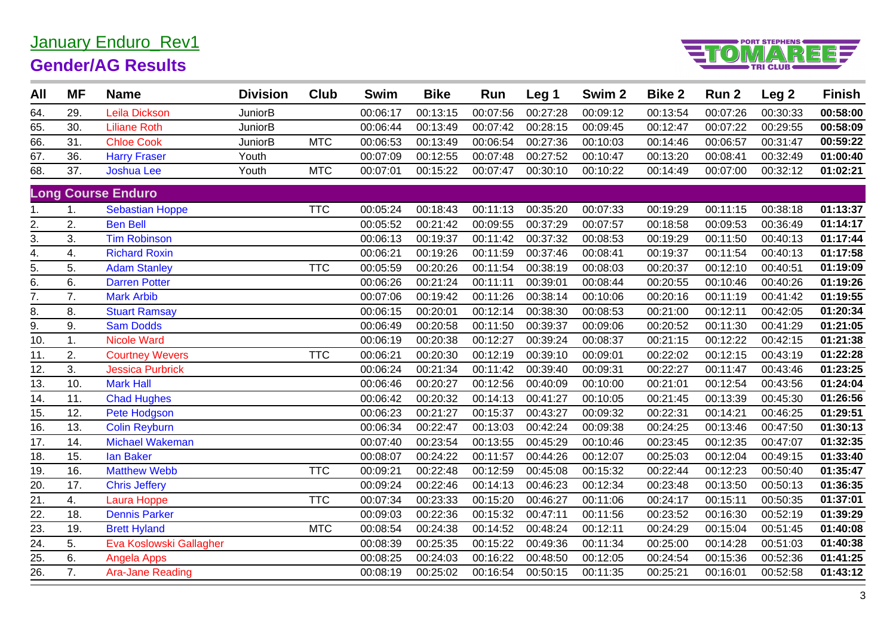# January Enduro_Rev1

## Gender/AG Results

| All | MF | Name | Division | Club | Swim | Bike | Run | Leg 1 | Swim 2 | Bike 2 | Run 2 | Leg 2 | Finish |
|---|---|---|---|---|---|---|---|---|---|---|---|---|---|
| 64. | 29. | Leila Dickson | JuniorB | | 00:06:17 | 00:13:15 | 00:07:56 | 00:27:28 | 00:09:12 | 00:13:54 | 00:07:26 | 00:30:33 | **00:58:00** |
| 65. | 30. | Liliane Roth | JuniorB | | 00:06:44 | 00:13:49 | 00:07:42 | 00:28:15 | 00:09:45 | 00:12:47 | 00:07:22 | 00:29:55 | **00:58:09** |
| 66. | 31. | Chloe Cook | JuniorB | MTC | 00:06:53 | 00:13:49 | 00:06:54 | 00:27:36 | 00:10:03 | 00:14:46 | 00:06:57 | 00:31:47 | **00:59:22** |
| 67. | 36. | Harry Fraser | Youth | | 00:07:09 | 00:12:55 | 00:07:48 | 00:27:52 | 00:10:47 | 00:13:20 | 00:08:41 | 00:32:49 | **01:00:40** |
| 68. | 37. | Joshua Lee | Youth | MTC | 00:07:01 | 00:15:22 | 00:07:47 | 00:30:10 | 00:10:22 | 00:14:49 | 00:07:00 | 00:32:12 | **01:02:21** |
| **Long Course Enduro** | | | | | | | | | | | | | |
| 1. | 1. | Sebastian Hoppe | | TTC | 00:05:24 | 00:18:43 | 00:11:13 | 00:35:20 | 00:07:33 | 00:19:29 | 00:11:15 | 00:38:18 | **01:13:37** |
| 2. | 2. | Ben Bell | | | 00:05:52 | 00:21:42 | 00:09:55 | 00:37:29 | 00:07:57 | 00:18:58 | 00:09:53 | 00:36:49 | **01:14:17** |
| 3. | 3. | Tim Robinson | | | 00:06:13 | 00:19:37 | 00:11:42 | 00:37:32 | 00:08:53 | 00:19:29 | 00:11:50 | 00:40:13 | **01:17:44** |
| 4. | 4. | Richard Roxin | | | 00:06:21 | 00:19:26 | 00:11:59 | 00:37:46 | 00:08:41 | 00:19:37 | 00:11:54 | 00:40:13 | **01:17:58** |
| 5. | 5. | Adam Stanley | | TTC | 00:05:59 | 00:20:26 | 00:11:54 | 00:38:19 | 00:08:03 | 00:20:37 | 00:12:10 | 00:40:51 | **01:19:09** |
| 6. | 6. | Darren Potter | | | 00:06:26 | 00:21:24 | 00:11:11 | 00:39:01 | 00:08:44 | 00:20:55 | 00:10:46 | 00:40:26 | **01:19:26** |
| 7. | 7. | Mark Arbib | | | 00:07:06 | 00:19:42 | 00:11:26 | 00:38:14 | 00:10:06 | 00:20:16 | 00:11:19 | 00:41:42 | **01:19:55** |
| 8. | 8. | Stuart Ramsay | | | 00:06:15 | 00:20:01 | 00:12:14 | 00:38:30 | 00:08:53 | 00:21:00 | 00:12:11 | 00:42:05 | **01:20:34** |
| 9. | 9. | Sam Dodds | | | 00:06:49 | 00:20:58 | 00:11:50 | 00:39:37 | 00:09:06 | 00:20:52 | 00:11:30 | 00:41:29 | **01:21:05** |
| 10. | 1. | Nicole Ward | | | 00:06:19 | 00:20:38 | 00:12:27 | 00:39:24 | 00:08:37 | 00:21:15 | 00:12:22 | 00:42:15 | **01:21:38** |
| 11. | 2. | Courtney Wevers | | TTC | 00:06:21 | 00:20:30 | 00:12:19 | 00:39:10 | 00:09:01 | 00:22:02 | 00:12:15 | 00:43:19 | **01:22:28** |
| 12. | 3. | Jessica Purbrick | | | 00:06:24 | 00:21:34 | 00:11:42 | 00:39:40 | 00:09:31 | 00:22:27 | 00:11:47 | 00:43:46 | **01:23:25** |
| 13. | 10. | Mark Hall | | | 00:06:46 | 00:20:27 | 00:12:56 | 00:40:09 | 00:10:00 | 00:21:01 | 00:12:54 | 00:43:56 | **01:24:04** |
| 14. | 11. | Chad Hughes | | | 00:06:42 | 00:20:32 | 00:14:13 | 00:41:27 | 00:10:05 | 00:21:45 | 00:13:39 | 00:45:30 | **01:26:56** |
| 15. | 12. | Pete Hodgson | | | 00:06:23 | 00:21:27 | 00:15:37 | 00:43:27 | 00:09:32 | 00:22:31 | 00:14:21 | 00:46:25 | **01:29:51** |
| 16. | 13. | Colin Reyburn | | | 00:06:34 | 00:22:47 | 00:13:03 | 00:42:24 | 00:09:38 | 00:24:25 | 00:13:46 | 00:47:50 | **01:30:13** |
| 17. | 14. | Michael Wakeman | | | 00:07:40 | 00:23:54 | 00:13:55 | 00:45:29 | 00:10:46 | 00:23:45 | 00:12:35 | 00:47:07 | **01:32:35** |
| 18. | 15. | Ian Baker | | | 00:08:07 | 00:24:22 | 00:11:57 | 00:44:26 | 00:12:07 | 00:25:03 | 00:12:04 | 00:49:15 | **01:33:40** |
| 19. | 16. | Matthew Webb | | TTC | 00:09:21 | 00:22:48 | 00:12:59 | 00:45:08 | 00:15:32 | 00:22:44 | 00:12:23 | 00:50:40 | **01:35:47** |
| 20. | 17. | Chris Jeffery | | | 00:09:24 | 00:22:46 | 00:14:13 | 00:46:23 | 00:12:34 | 00:23:48 | 00:13:50 | 00:50:13 | **01:36:35** |
| 21. | 4. | Laura Hoppe | | TTC | 00:07:34 | 00:23:33 | 00:15:20 | 00:46:27 | 00:11:06 | 00:24:17 | 00:15:11 | 00:50:35 | **01:37:01** |
| 22. | 18. | Dennis Parker | | | 00:09:03 | 00:22:36 | 00:15:32 | 00:47:11 | 00:11:56 | 00:23:52 | 00:16:30 | 00:52:19 | **01:39:29** |
| 23. | 19. | Brett Hyland | | MTC | 00:08:54 | 00:24:38 | 00:14:52 | 00:48:24 | 00:12:11 | 00:24:29 | 00:15:04 | 00:51:45 | **01:40:08** |
| 24. | 5. | Eva Koslowski Gallagher | | | 00:08:39 | 00:25:35 | 00:15:22 | 00:49:36 | 00:11:34 | 00:25:00 | 00:14:28 | 00:51:03 | **01:40:38** |
| 25. | 6. | Angela Apps | | | 00:08:25 | 00:24:03 | 00:16:22 | 00:48:50 | 00:12:05 | 00:24:54 | 00:15:36 | 00:52:36 | **01:41:25** |
| 26. | 7. | Ara-Jane Reading | | | 00:08:19 | 00:25:02 | 00:16:54 | 00:50:15 | 00:11:35 | 00:25:21 | 00:16:01 | 00:52:58 | **01:43:12** |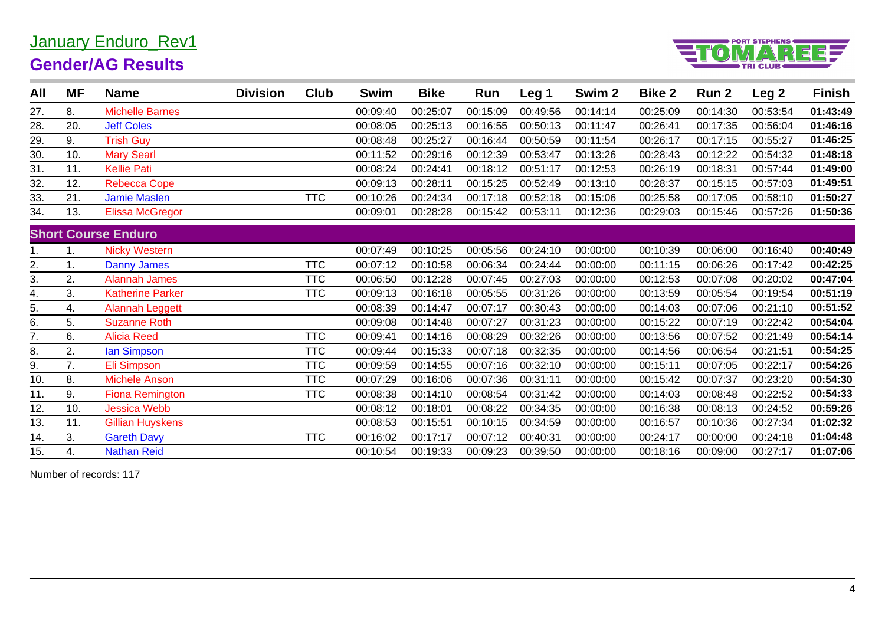# January Enduro_Rev1

## Gender/AG Results

| All | MF | Name | Division | Club | Swim | Bike | Run | Leg 1 | Swim 2 | Bike 2 | Run 2 | Leg 2 | Finish |
|---|---|---|---|---|---|---|---|---|---|---|---|---|---|
| 27. | 8. | Michelle Barnes | | | 00:09:40 | 00:25:07 | 00:15:09 | 00:49:56 | 00:14:14 | 00:25:09 | 00:14:30 | 00:53:54 | **01:43:49** |
| 28. | 20. | Jeff Coles | | | 00:08:05 | 00:25:13 | 00:16:55 | 00:50:13 | 00:11:47 | 00:26:41 | 00:17:35 | 00:56:04 | **01:46:16** |
| 29. | 9. | Trish Guy | | | 00:08:48 | 00:25:27 | 00:16:44 | 00:50:59 | 00:11:54 | 00:26:17 | 00:17:15 | 00:55:27 | **01:46:25** |
| 30. | 10. | Mary Searl | | | 00:11:52 | 00:29:16 | 00:12:39 | 00:53:47 | 00:13:26 | 00:28:43 | 00:12:22 | 00:54:32 | **01:48:18** |
| 31. | 11. | Kellie Pati | | | 00:08:24 | 00:24:41 | 00:18:12 | 00:51:17 | 00:12:53 | 00:26:19 | 00:18:31 | 00:57:44 | **01:49:00** |
| 32. | 12. | Rebecca Cope | | | 00:09:13 | 00:28:11 | 00:15:25 | 00:52:49 | 00:13:10 | 00:28:37 | 00:15:15 | 00:57:03 | **01:49:51** |
| 33. | 21. | Jamie Maslen | | TTC | 00:10:26 | 00:24:34 | 00:17:18 | 00:52:18 | 00:15:06 | 00:25:58 | 00:17:05 | 00:58:10 | **01:50:27** |
| 34. | 13. | Elissa McGregor | | | 00:09:01 | 00:28:28 | 00:15:42 | 00:53:11 | 00:12:36 | 00:29:03 | 00:15:46 | 00:57:26 | **01:50:36** |
| **Short Course Enduro** | | | | | | | | | | | | | |
| 1. | 1. | Nicky Western | | | 00:07:49 | 00:10:25 | 00:05:56 | 00:24:10 | 00:00:00 | 00:10:39 | 00:06:00 | 00:16:40 | **00:40:49** |
| 2. | 1. | Danny James | | TTC | 00:07:12 | 00:10:58 | 00:06:34 | 00:24:44 | 00:00:00 | 00:11:15 | 00:06:26 | 00:17:42 | **00:42:25** |
| 3. | 2. | Alannah James | | TTC | 00:06:50 | 00:12:28 | 00:07:45 | 00:27:03 | 00:00:00 | 00:12:53 | 00:07:08 | 00:20:02 | **00:47:04** |
| 4. | 3. | Katherine Parker | | TTC | 00:09:13 | 00:16:18 | 00:05:55 | 00:31:26 | 00:00:00 | 00:13:59 | 00:05:54 | 00:19:54 | **00:51:19** |
| 5. | 4. | Alannah Leggett | | | 00:08:39 | 00:14:47 | 00:07:17 | 00:30:43 | 00:00:00 | 00:14:03 | 00:07:06 | 00:21:10 | **00:51:52** |
| 6. | 5. | Suzanne Roth | | | 00:09:08 | 00:14:48 | 00:07:27 | 00:31:23 | 00:00:00 | 00:15:22 | 00:07:19 | 00:22:42 | **00:54:04** |
| 7. | 6. | Alicia Reed | | TTC | 00:09:41 | 00:14:16 | 00:08:29 | 00:32:26 | 00:00:00 | 00:13:56 | 00:07:52 | 00:21:49 | **00:54:14** |
| 8. | 2. | Ian Simpson | | TTC | 00:09:44 | 00:15:33 | 00:07:18 | 00:32:35 | 00:00:00 | 00:14:56 | 00:06:54 | 00:21:51 | **00:54:25** |
| 9. | 7. | Eli Simpson | | TTC | 00:09:59 | 00:14:55 | 00:07:16 | 00:32:10 | 00:00:00 | 00:15:11 | 00:07:05 | 00:22:17 | **00:54:26** |
| 10. | 8. | Michele Anson | | TTC | 00:07:29 | 00:16:06 | 00:07:36 | 00:31:11 | 00:00:00 | 00:15:42 | 00:07:37 | 00:23:20 | **00:54:30** |
| 11. | 9. | Fiona Remington | | TTC | 00:08:38 | 00:14:10 | 00:08:54 | 00:31:42 | 00:00:00 | 00:14:03 | 00:08:48 | 00:22:52 | **00:54:33** |
| 12. | 10. | Jessica Webb | | | 00:08:12 | 00:18:01 | 00:08:22 | 00:34:35 | 00:00:00 | 00:16:38 | 00:08:13 | 00:24:52 | **00:59:26** |
| 13. | 11. | Gillian Huyskens | | | 00:08:53 | 00:15:51 | 00:10:15 | 00:34:59 | 00:00:00 | 00:16:57 | 00:10:36 | 00:27:34 | **01:02:32** |
| 14. | 3. | Gareth Davy | | TTC | 00:16:02 | 00:17:17 | 00:07:12 | 00:40:31 | 00:00:00 | 00:24:17 | 00:00:00 | 00:24:18 | **01:04:48** |
| 15. | 4. | Nathan Reid | | | 00:10:54 | 00:19:33 | 00:09:23 | 00:39:50 | 00:00:00 | 00:18:16 | 00:09:00 | 00:27:17 | **01:07:06** |

Number of records: 117